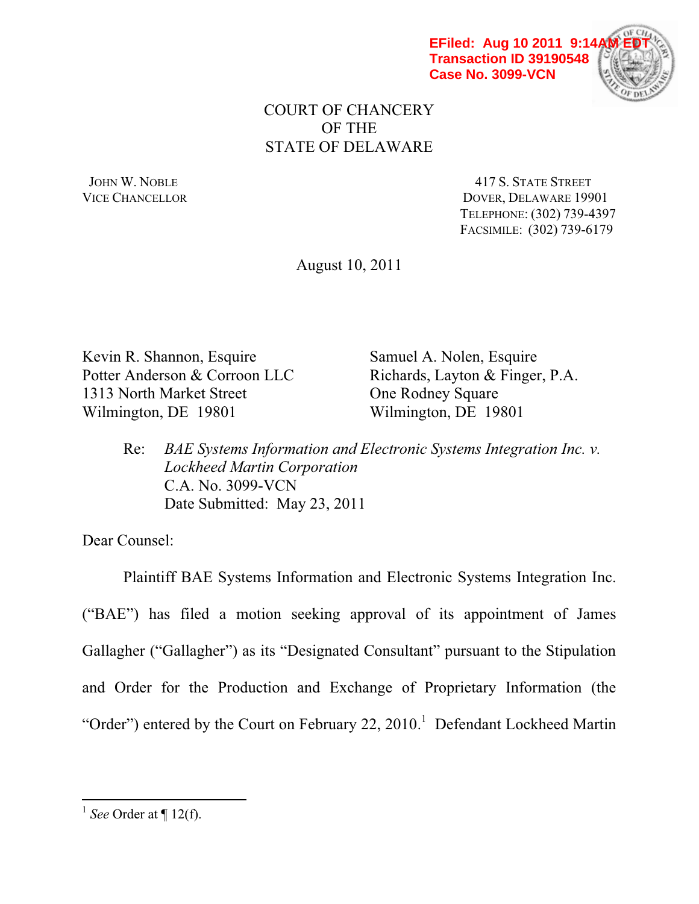EFiled: Aug 10 2011 9:14AM EDT
Transaction ID 39190548
Case No. 3099-VCN

COURT OF CHANCERY
OF THE
STATE OF DELAWARE

JOHN W. NOBLE
VICE CHANCELLOR

417 S. STATE STREET
DOVER, DELAWARE 19901
TELEPHONE: (302) 739-4397
FACSIMILE: (302) 739-6179

August 10, 2011

Kevin R. Shannon, Esquire
Potter Anderson & Corroon LLC
1313 North Market Street
Wilmington, DE 19801

Samuel A. Nolen, Esquire
Richards, Layton & Finger, P.A.
One Rodney Square
Wilmington, DE 19801

Re: *BAE Systems Information and Electronic Systems Integration Inc. v. Lockheed Martin Corporation*
C.A. No. 3099-VCN
Date Submitted: May 23, 2011

Dear Counsel:

Plaintiff BAE Systems Information and Electronic Systems Integration Inc. ("BAE") has filed a motion seeking approval of its appointment of James Gallagher ("Gallagher") as its "Designated Consultant" pursuant to the Stipulation and Order for the Production and Exchange of Proprietary Information (the "Order") entered by the Court on February 22, 2010.[1] Defendant Lockheed Martin

[1] *See* Order at ¶ 12(f).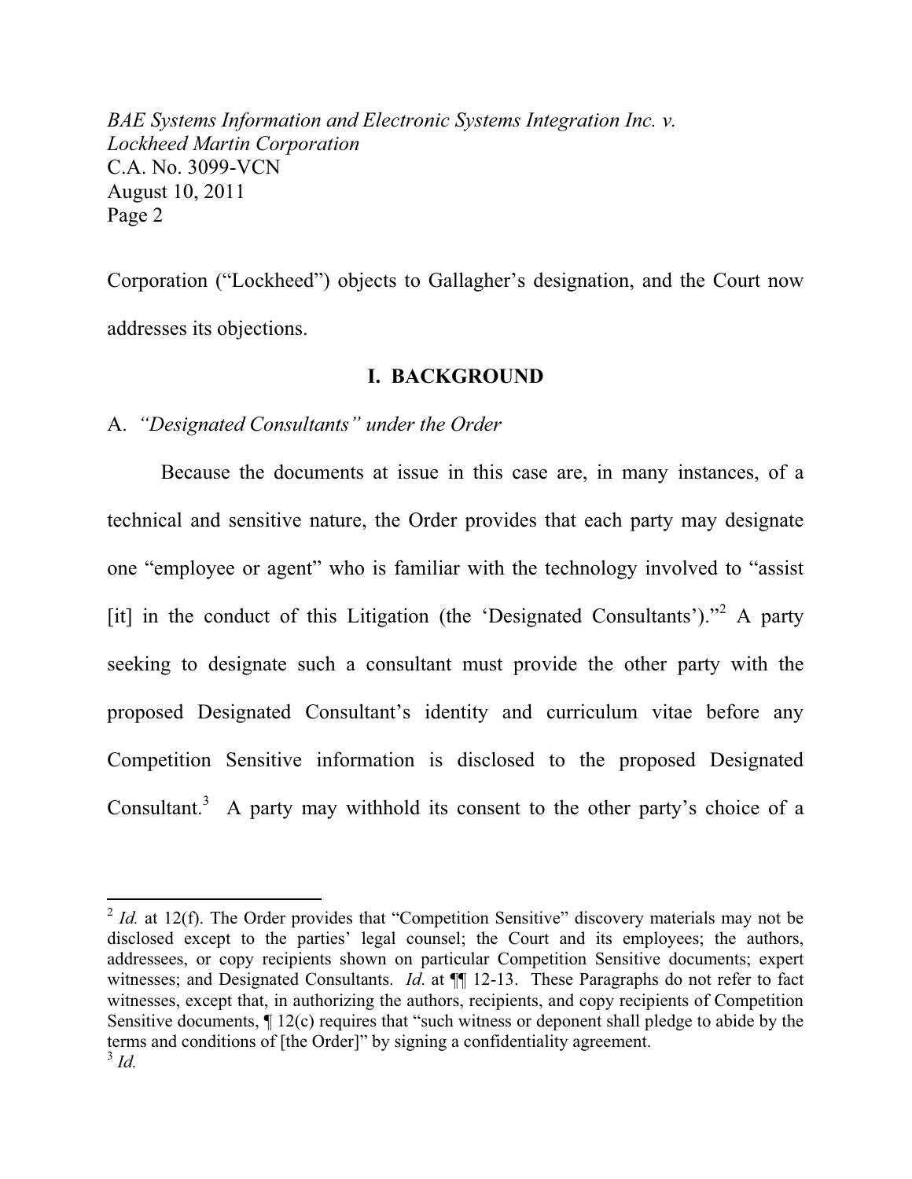Corporation ("Lockheed") objects to Gallagher's designation, and the Court now addresses its objections.

## I. BACKGROUND

### A. *"Designated Consultants" under the Order*

Because the documents at issue in this case are, in many instances, of a technical and sensitive nature, the Order provides that each party may designate one "employee or agent" who is familiar with the technology involved to "assist [it] in the conduct of this Litigation (the 'Designated Consultants')."[2] A party seeking to designate such a consultant must provide the other party with the proposed Designated Consultant's identity and curriculum vitae before any Competition Sensitive information is disclosed to the proposed Designated Consultant.[3] A party may withhold its consent to the other party's choice of a

---

[2] *Id.* at 12(f). The Order provides that "Competition Sensitive" discovery materials may not be disclosed except to the parties' legal counsel; the Court and its employees; the authors, addressees, or copy recipients shown on particular Competition Sensitive documents; expert witnesses; and Designated Consultants. *Id.* at ¶¶ 12-13. These Paragraphs do not refer to fact witnesses, except that, in authorizing the authors, recipients, and copy recipients of Competition Sensitive documents, ¶ 12(c) requires that "such witness or deponent shall pledge to abide by the terms and conditions of [the Order]" by signing a confidentiality agreement.

[3] *Id.*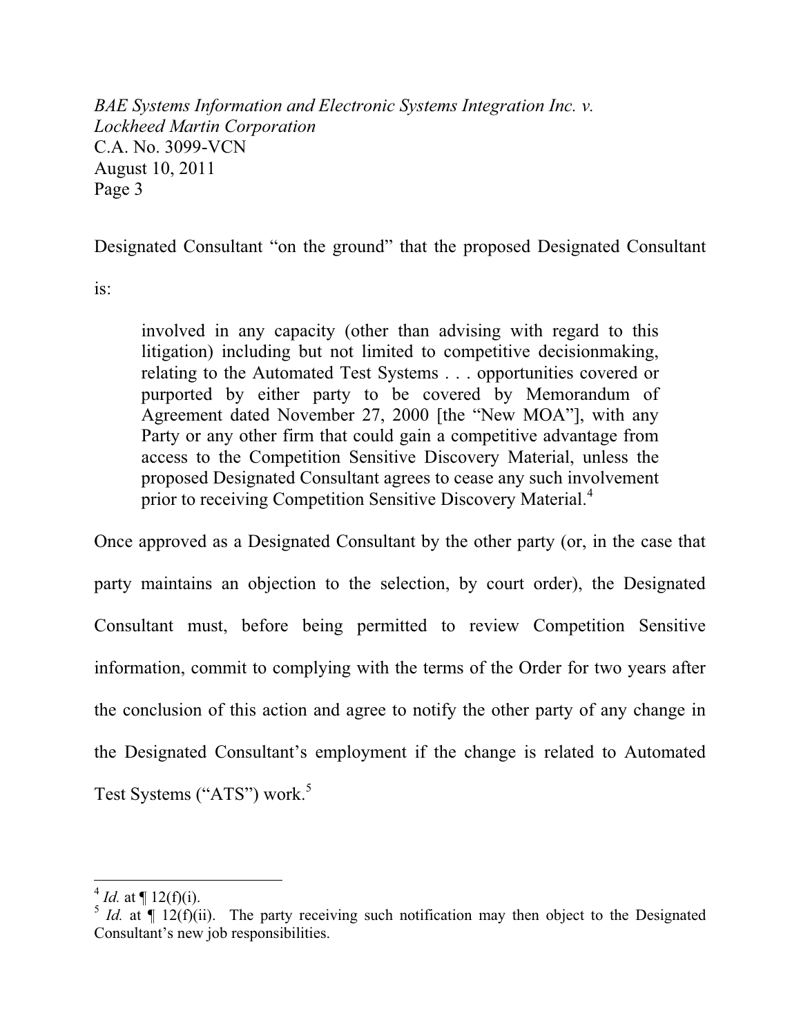Designated Consultant "on the ground" that the proposed Designated Consultant is:

> involved in any capacity (other than advising with regard to this litigation) including but not limited to competitive decisionmaking, relating to the Automated Test Systems . . . opportunities covered or purported by either party to be covered by Memorandum of Agreement dated November 27, 2000 [the "New MOA"], with any Party or any other firm that could gain a competitive advantage from access to the Competition Sensitive Discovery Material, unless the proposed Designated Consultant agrees to cease any such involvement prior to receiving Competition Sensitive Discovery Material.[4]

Once approved as a Designated Consultant by the other party (or, in the case that party maintains an objection to the selection, by court order), the Designated Consultant must, before being permitted to review Competition Sensitive information, commit to complying with the terms of the Order for two years after the conclusion of this action and agree to notify the other party of any change in the Designated Consultant's employment if the change is related to Automated Test Systems ("ATS") work.[5]

---

[4] *Id.* at ¶ 12(f)(i).

[5] *Id.* at ¶ 12(f)(ii). The party receiving such notification may then object to the Designated Consultant's new job responsibilities.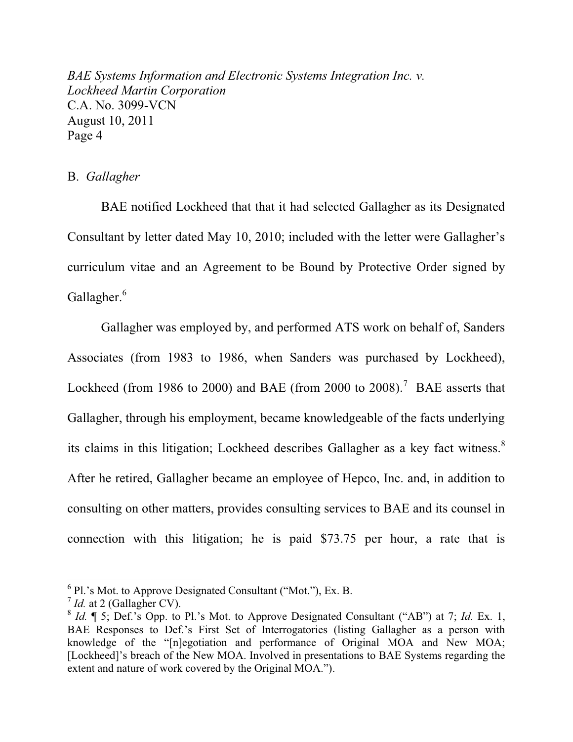B. *Gallagher*

BAE notified Lockheed that that it had selected Gallagher as its Designated Consultant by letter dated May 10, 2010; included with the letter were Gallagher's curriculum vitae and an Agreement to be Bound by Protective Order signed by Gallagher.[6]

Gallagher was employed by, and performed ATS work on behalf of, Sanders Associates (from 1983 to 1986, when Sanders was purchased by Lockheed), Lockheed (from 1986 to 2000) and BAE (from 2000 to 2008).[7] BAE asserts that Gallagher, through his employment, became knowledgeable of the facts underlying its claims in this litigation; Lockheed describes Gallagher as a key fact witness.[8] After he retired, Gallagher became an employee of Hepco, Inc. and, in addition to consulting on other matters, provides consulting services to BAE and its counsel in connection with this litigation; he is paid $73.75 per hour, a rate that is

---

[6] Pl.'s Mot. to Approve Designated Consultant ("Mot."), Ex. B.

[7] *Id.* at 2 (Gallagher CV).

[8] *Id.* ¶ 5; Def.'s Opp. to Pl.'s Mot. to Approve Designated Consultant ("AB") at 7; *Id.* Ex. 1, BAE Responses to Def.'s First Set of Interrogatories (listing Gallagher as a person with knowledge of the "[n]egotiation and performance of Original MOA and New MOA; [Lockheed]'s breach of the New MOA. Involved in presentations to BAE Systems regarding the extent and nature of work covered by the Original MOA.").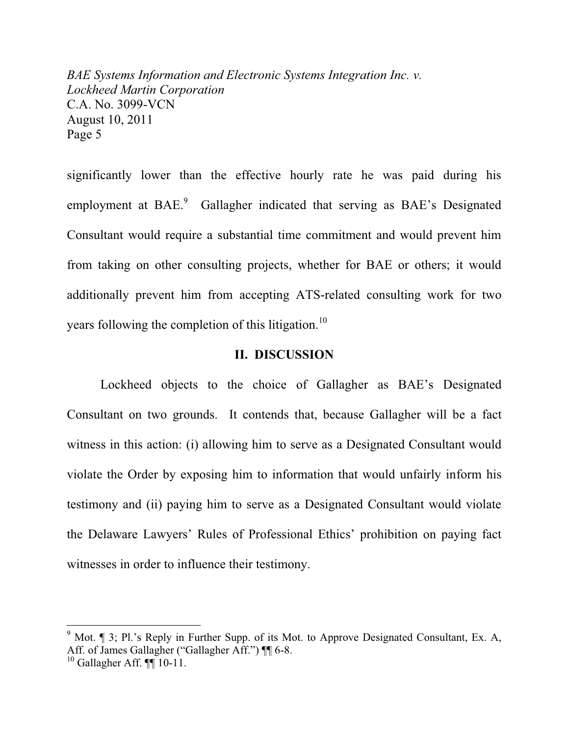significantly lower than the effective hourly rate he was paid during his employment at BAE.[9] Gallagher indicated that serving as BAE's Designated Consultant would require a substantial time commitment and would prevent him from taking on other consulting projects, whether for BAE or others; it would additionally prevent him from accepting ATS-related consulting work for two years following the completion of this litigation.[10]

## II. DISCUSSION

Lockheed objects to the choice of Gallagher as BAE's Designated Consultant on two grounds. It contends that, because Gallagher will be a fact witness in this action: (i) allowing him to serve as a Designated Consultant would violate the Order by exposing him to information that would unfairly inform his testimony and (ii) paying him to serve as a Designated Consultant would violate the Delaware Lawyers' Rules of Professional Ethics' prohibition on paying fact witnesses in order to influence their testimony.

---

[9] Mot. ¶ 3; Pl.'s Reply in Further Supp. of its Mot. to Approve Designated Consultant, Ex. A, Aff. of James Gallagher ("Gallagher Aff.") ¶¶ 6-8.

[10] Gallagher Aff. ¶¶ 10-11.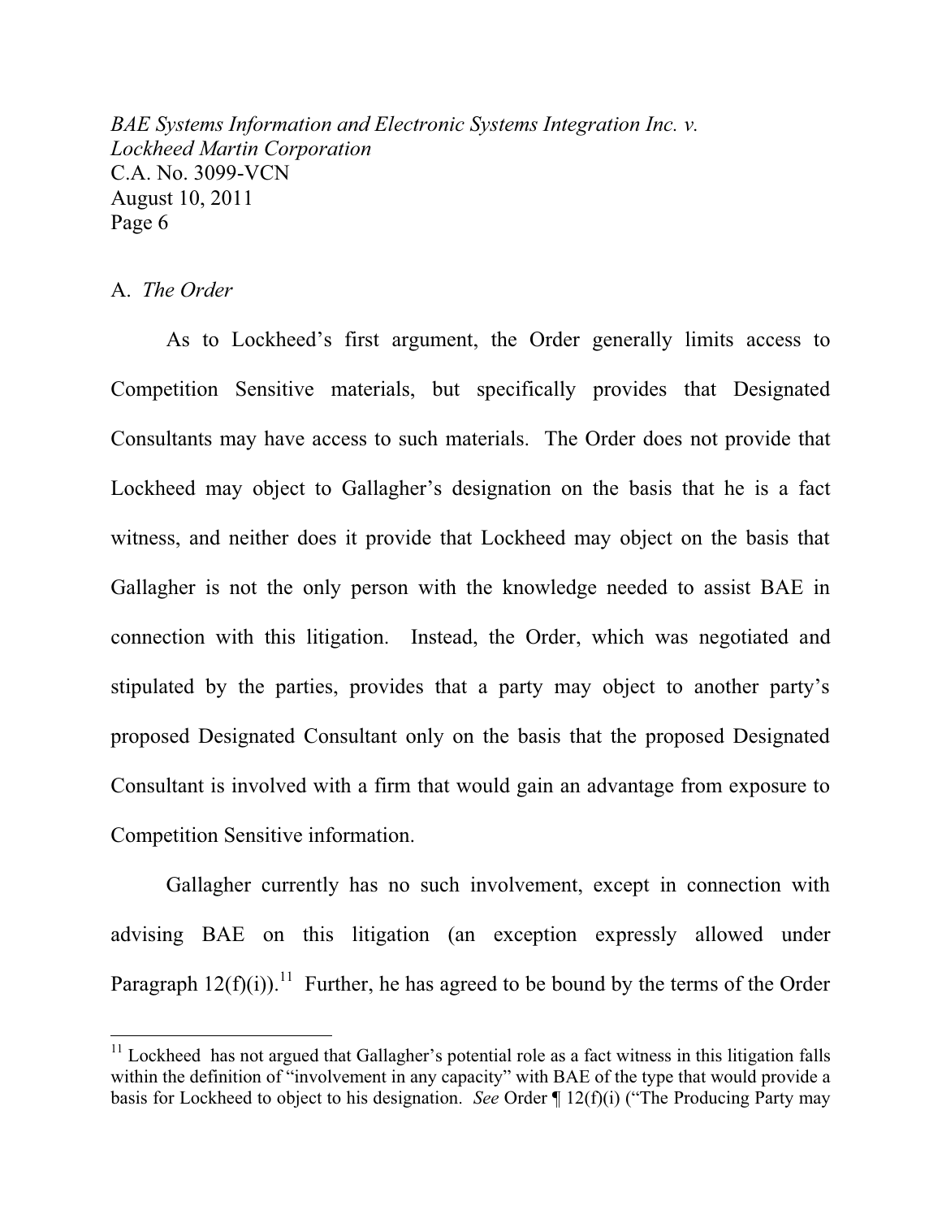A. *The Order*

As to Lockheed's first argument, the Order generally limits access to Competition Sensitive materials, but specifically provides that Designated Consultants may have access to such materials. The Order does not provide that Lockheed may object to Gallagher's designation on the basis that he is a fact witness, and neither does it provide that Lockheed may object on the basis that Gallagher is not the only person with the knowledge needed to assist BAE in connection with this litigation. Instead, the Order, which was negotiated and stipulated by the parties, provides that a party may object to another party's proposed Designated Consultant only on the basis that the proposed Designated Consultant is involved with a firm that would gain an advantage from exposure to Competition Sensitive information.

Gallagher currently has no such involvement, except in connection with advising BAE on this litigation (an exception expressly allowed under Paragraph 12(f)(i)).[11] Further, he has agreed to be bound by the terms of the Order

---

[11] Lockheed has not argued that Gallagher's potential role as a fact witness in this litigation falls within the definition of "involvement in any capacity" with BAE of the type that would provide a basis for Lockheed to object to his designation. *See* Order ¶ 12(f)(i) ("The Producing Party may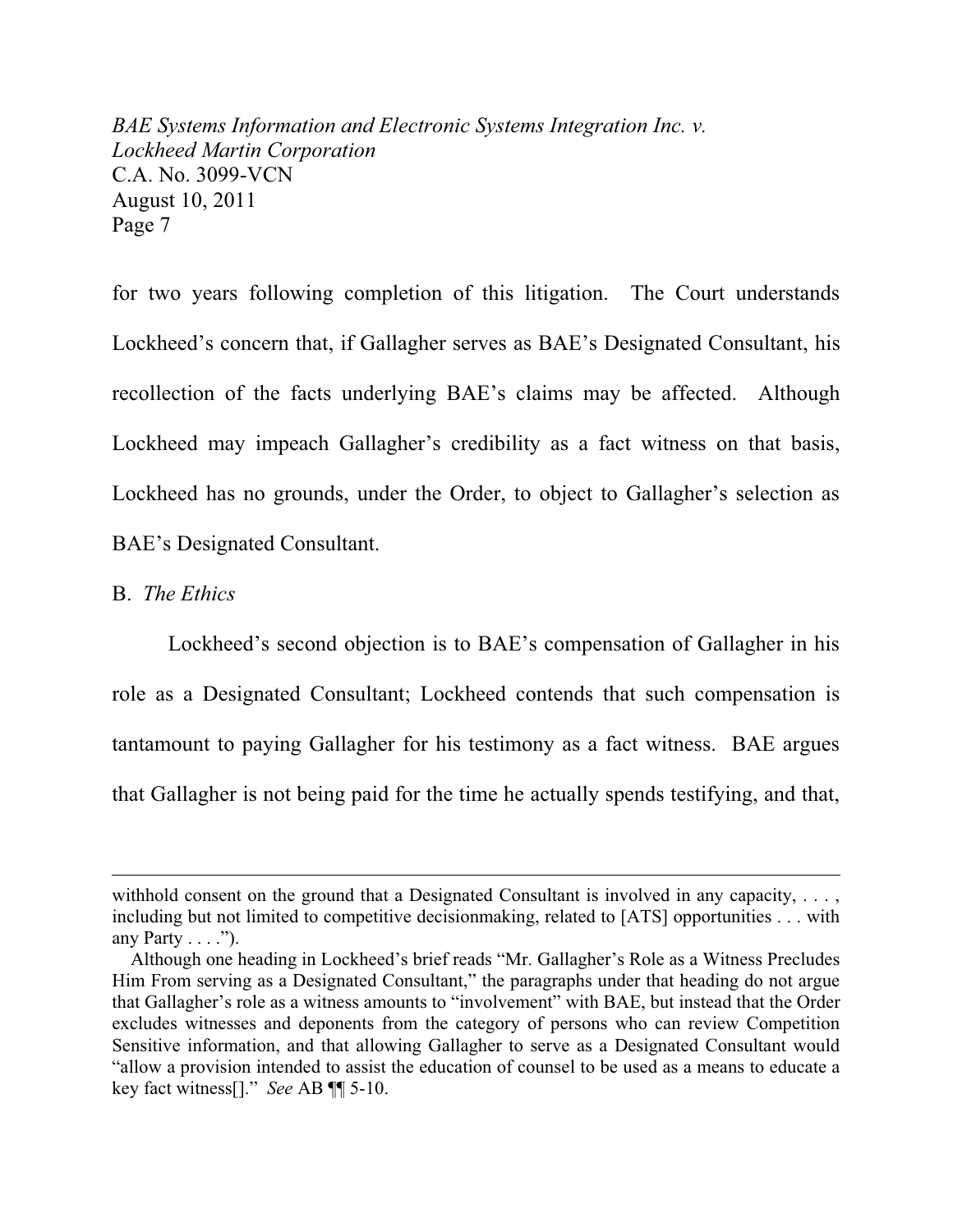for two years following completion of this litigation. The Court understands Lockheed's concern that, if Gallagher serves as BAE's Designated Consultant, his recollection of the facts underlying BAE's claims may be affected. Although Lockheed may impeach Gallagher's credibility as a fact witness on that basis, Lockheed has no grounds, under the Order, to object to Gallagher's selection as BAE's Designated Consultant.

B. *The Ethics*

Lockheed's second objection is to BAE's compensation of Gallagher in his role as a Designated Consultant; Lockheed contends that such compensation is tantamount to paying Gallagher for his testimony as a fact witness. BAE argues that Gallagher is not being paid for the time he actually spends testifying, and that,

---

withhold consent on the ground that a Designated Consultant is involved in any capacity, . . . , including but not limited to competitive decisionmaking, related to [ATS] opportunities . . . with any Party . . . .").

Although one heading in Lockheed's brief reads "Mr. Gallagher's Role as a Witness Precludes Him From serving as a Designated Consultant," the paragraphs under that heading do not argue that Gallagher's role as a witness amounts to "involvement" with BAE, but instead that the Order excludes witnesses and deponents from the category of persons who can review Competition Sensitive information, and that allowing Gallagher to serve as a Designated Consultant would "allow a provision intended to assist the education of counsel to be used as a means to educate a key fact witness[]." *See* AB ¶¶ 5-10.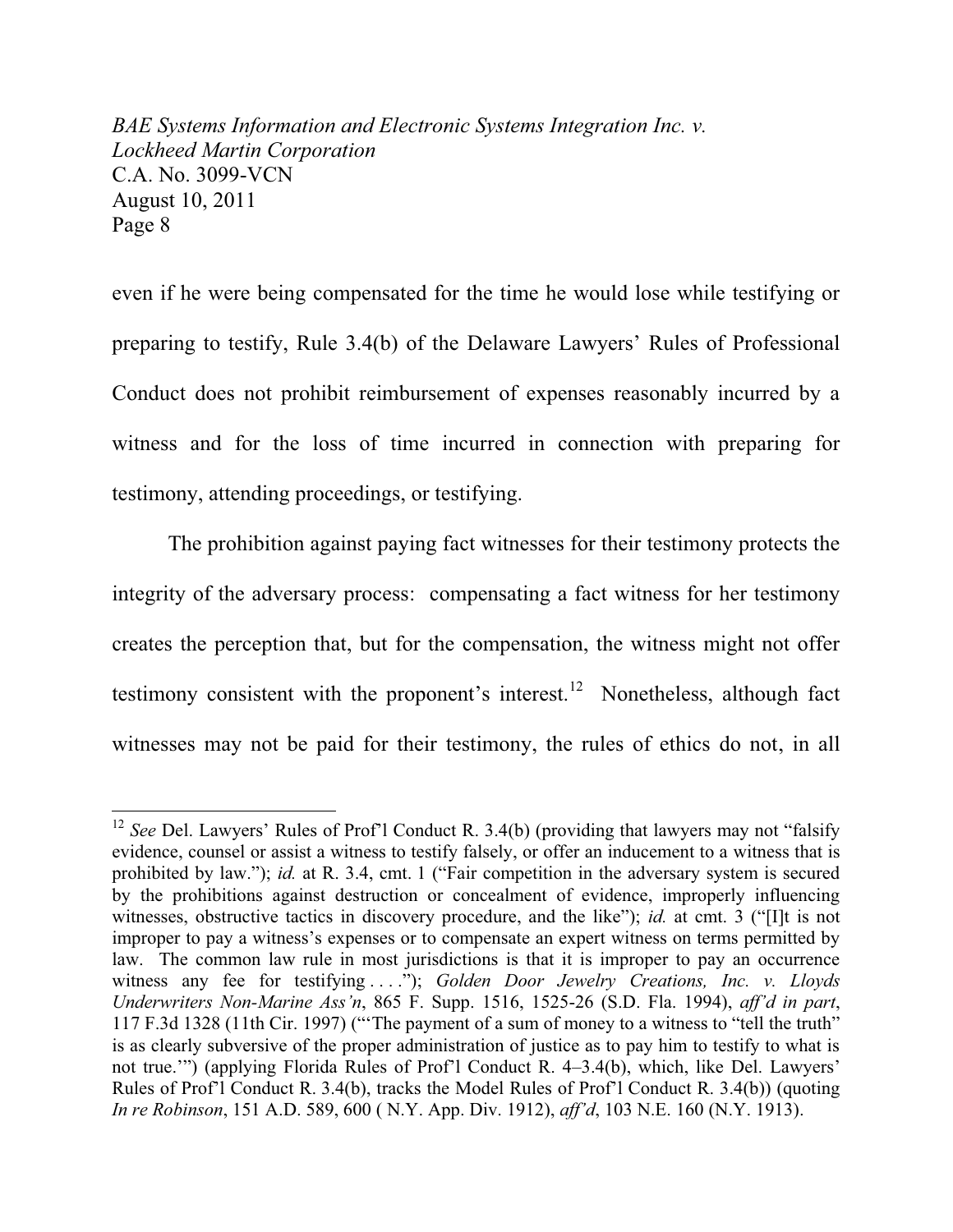even if he were being compensated for the time he would lose while testifying or preparing to testify, Rule 3.4(b) of the Delaware Lawyers' Rules of Professional Conduct does not prohibit reimbursement of expenses reasonably incurred by a witness and for the loss of time incurred in connection with preparing for testimony, attending proceedings, or testifying.

The prohibition against paying fact witnesses for their testimony protects the integrity of the adversary process: compensating a fact witness for her testimony creates the perception that, but for the compensation, the witness might not offer testimony consistent with the proponent's interest.[12] Nonetheless, although fact witnesses may not be paid for their testimony, the rules of ethics do not, in all

---

[12] *See* Del. Lawyers' Rules of Prof'l Conduct R. 3.4(b) (providing that lawyers may not "falsify evidence, counsel or assist a witness to testify falsely, or offer an inducement to a witness that is prohibited by law."); *id.* at R. 3.4, cmt. 1 ("Fair competition in the adversary system is secured by the prohibitions against destruction or concealment of evidence, improperly influencing witnesses, obstructive tactics in discovery procedure, and the like"); *id.* at cmt. 3 ("[I]t is not improper to pay a witness's expenses or to compensate an expert witness on terms permitted by law. The common law rule in most jurisdictions is that it is improper to pay an occurrence witness any fee for testifying . . . ."); *Golden Door Jewelry Creations, Inc. v. Lloyds Underwriters Non-Marine Ass'n*, 865 F. Supp. 1516, 1525-26 (S.D. Fla. 1994), *aff'd in part*, 117 F.3d 1328 (11th Cir. 1997) ("'The payment of a sum of money to a witness to "tell the truth" is as clearly subversive of the proper administration of justice as to pay him to testify to what is not true.'") (applying Florida Rules of Prof'l Conduct R. 4–3.4(b), which, like Del. Lawyers' Rules of Prof'l Conduct R. 3.4(b), tracks the Model Rules of Prof'l Conduct R. 3.4(b)) (quoting *In re Robinson*, 151 A.D. 589, 600 ( N.Y. App. Div. 1912), *aff'd*, 103 N.E. 160 (N.Y. 1913).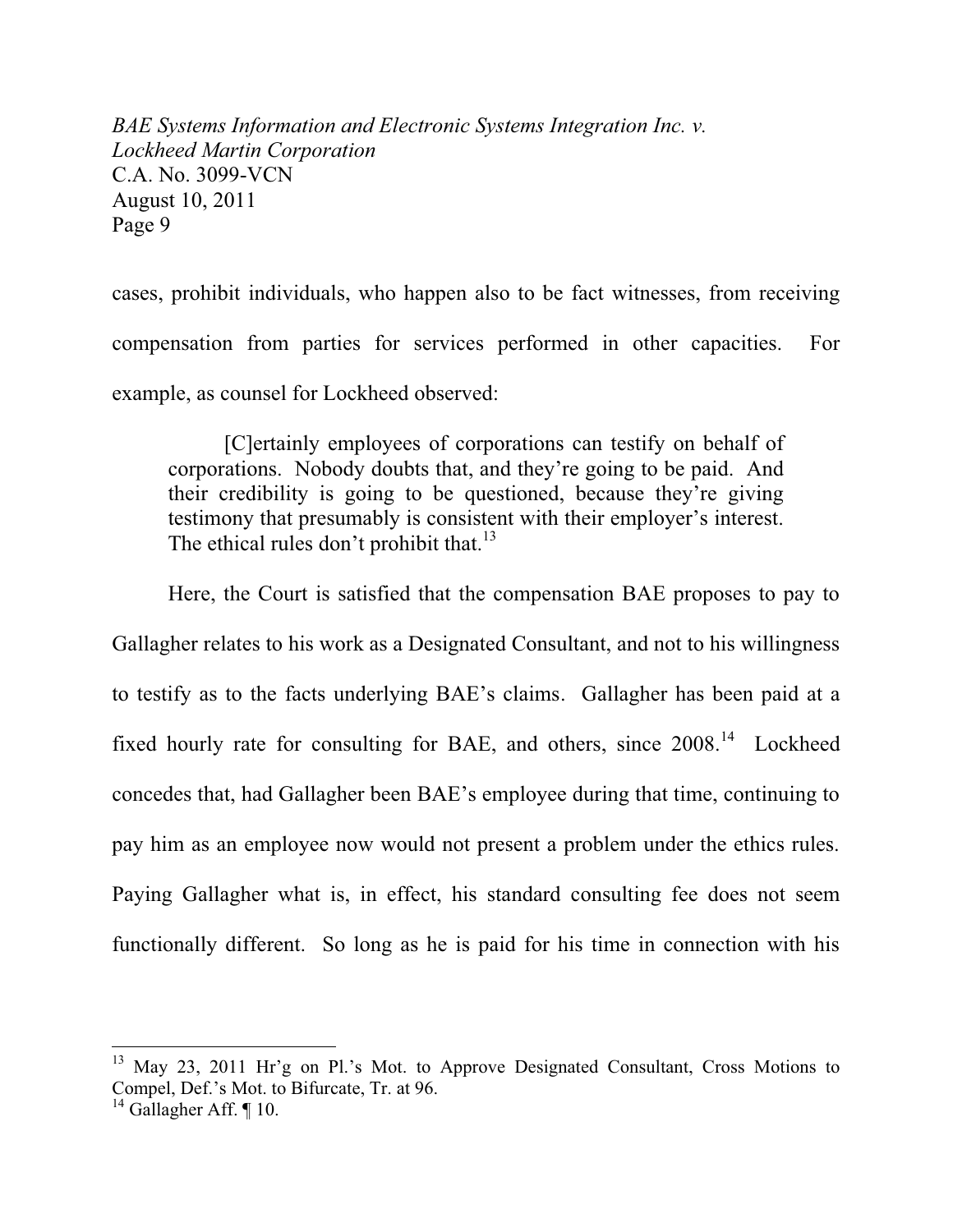cases, prohibit individuals, who happen also to be fact witnesses, from receiving compensation from parties for services performed in other capacities. For example, as counsel for Lockheed observed:

> [C]ertainly employees of corporations can testify on behalf of corporations. Nobody doubts that, and they're going to be paid. And their credibility is going to be questioned, because they're giving testimony that presumably is consistent with their employer's interest. The ethical rules don't prohibit that.[13]

Here, the Court is satisfied that the compensation BAE proposes to pay to Gallagher relates to his work as a Designated Consultant, and not to his willingness to testify as to the facts underlying BAE's claims. Gallagher has been paid at a fixed hourly rate for consulting for BAE, and others, since 2008.[14] Lockheed concedes that, had Gallagher been BAE's employee during that time, continuing to pay him as an employee now would not present a problem under the ethics rules. Paying Gallagher what is, in effect, his standard consulting fee does not seem functionally different. So long as he is paid for his time in connection with his

---

[13] May 23, 2011 Hr'g on Pl.'s Mot. to Approve Designated Consultant, Cross Motions to Compel, Def.'s Mot. to Bifurcate, Tr. at 96.

[14] Gallagher Aff. ¶ 10.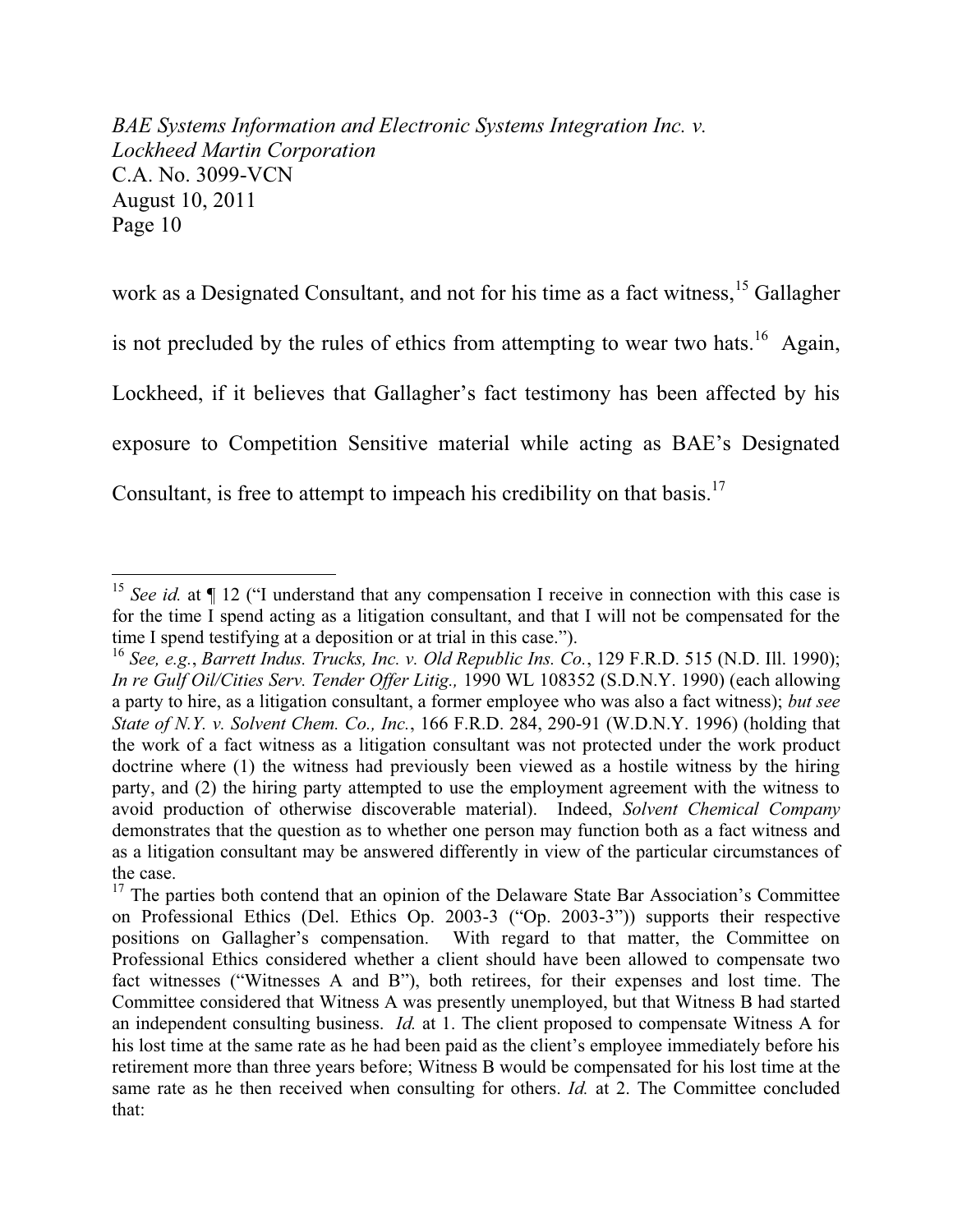work as a Designated Consultant, and not for his time as a fact witness,[15] Gallagher is not precluded by the rules of ethics from attempting to wear two hats.[16] Again, Lockheed, if it believes that Gallagher's fact testimony has been affected by his exposure to Competition Sensitive material while acting as BAE's Designated Consultant, is free to attempt to impeach his credibility on that basis.[17]

---

[15] *See id.* at ¶ 12 ("I understand that any compensation I receive in connection with this case is for the time I spend acting as a litigation consultant, and that I will not be compensated for the time I spend testifying at a deposition or at trial in this case.").

[16] *See, e.g.*, *Barrett Indus. Trucks, Inc. v. Old Republic Ins. Co.*, 129 F.R.D. 515 (N.D. Ill. 1990); *In re Gulf Oil/Cities Serv. Tender Offer Litig.,* 1990 WL 108352 (S.D.N.Y. 1990) (each allowing a party to hire, as a litigation consultant, a former employee who was also a fact witness); *but see State of N.Y. v. Solvent Chem. Co., Inc.*, 166 F.R.D. 284, 290-91 (W.D.N.Y. 1996) (holding that the work of a fact witness as a litigation consultant was not protected under the work product doctrine where (1) the witness had previously been viewed as a hostile witness by the hiring party, and (2) the hiring party attempted to use the employment agreement with the witness to avoid production of otherwise discoverable material). Indeed, *Solvent Chemical Company* demonstrates that the question as to whether one person may function both as a fact witness and as a litigation consultant may be answered differently in view of the particular circumstances of the case.

[17] The parties both contend that an opinion of the Delaware State Bar Association's Committee on Professional Ethics (Del. Ethics Op. 2003-3 ("Op. 2003-3")) supports their respective positions on Gallagher's compensation. With regard to that matter, the Committee on Professional Ethics considered whether a client should have been allowed to compensate two fact witnesses ("Witnesses A and B"), both retirees, for their expenses and lost time. The Committee considered that Witness A was presently unemployed, but that Witness B had started an independent consulting business. *Id.* at 1. The client proposed to compensate Witness A for his lost time at the same rate as he had been paid as the client's employee immediately before his retirement more than three years before; Witness B would be compensated for his lost time at the same rate as he then received when consulting for others. *Id.* at 2. The Committee concluded that: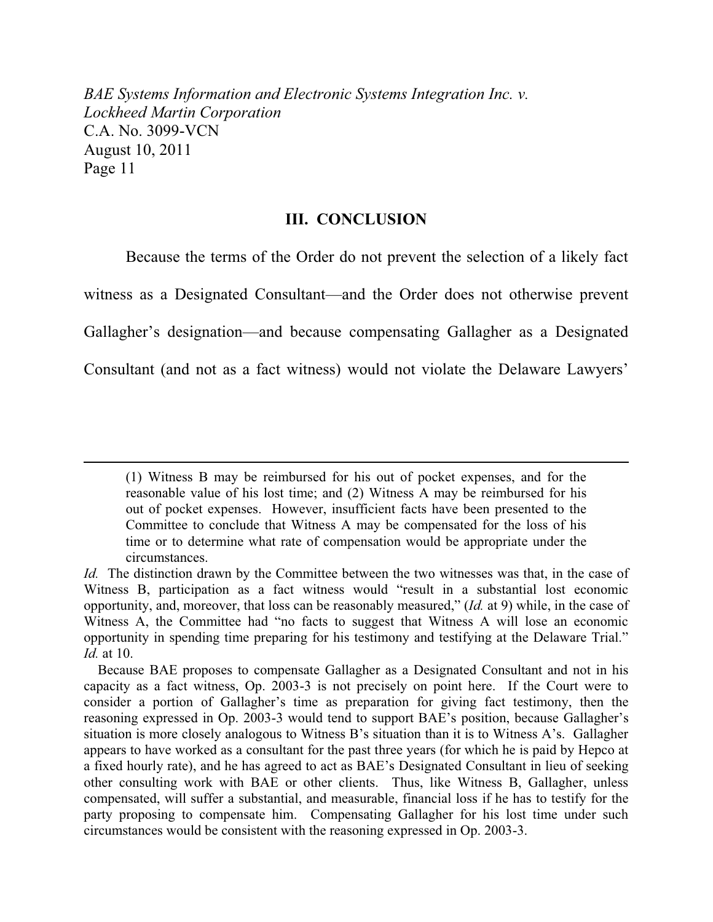## III. CONCLUSION

Because the terms of the Order do not prevent the selection of a likely fact witness as a Designated Consultant—and the Order does not otherwise prevent Gallagher's designation—and because compensating Gallagher as a Designated Consultant (and not as a fact witness) would not violate the Delaware Lawyers'

---

> (1) Witness B may be reimbursed for his out of pocket expenses, and for the reasonable value of his lost time; and (2) Witness A may be reimbursed for his out of pocket expenses. However, insufficient facts have been presented to the Committee to conclude that Witness A may be compensated for the loss of his time or to determine what rate of compensation would be appropriate under the circumstances.

*Id.* The distinction drawn by the Committee between the two witnesses was that, in the case of Witness B, participation as a fact witness would "result in a substantial lost economic opportunity, and, moreover, that loss can be reasonably measured," (*Id.* at 9) while, in the case of Witness A, the Committee had "no facts to suggest that Witness A will lose an economic opportunity in spending time preparing for his testimony and testifying at the Delaware Trial." *Id.* at 10.

Because BAE proposes to compensate Gallagher as a Designated Consultant and not in his capacity as a fact witness, Op. 2003-3 is not precisely on point here. If the Court were to consider a portion of Gallagher's time as preparation for giving fact testimony, then the reasoning expressed in Op. 2003-3 would tend to support BAE's position, because Gallagher's situation is more closely analogous to Witness B's situation than it is to Witness A's. Gallagher appears to have worked as a consultant for the past three years (for which he is paid by Hepco at a fixed hourly rate), and he has agreed to act as BAE's Designated Consultant in lieu of seeking other consulting work with BAE or other clients. Thus, like Witness B, Gallagher, unless compensated, will suffer a substantial, and measurable, financial loss if he has to testify for the party proposing to compensate him. Compensating Gallagher for his lost time under such circumstances would be consistent with the reasoning expressed in Op. 2003-3.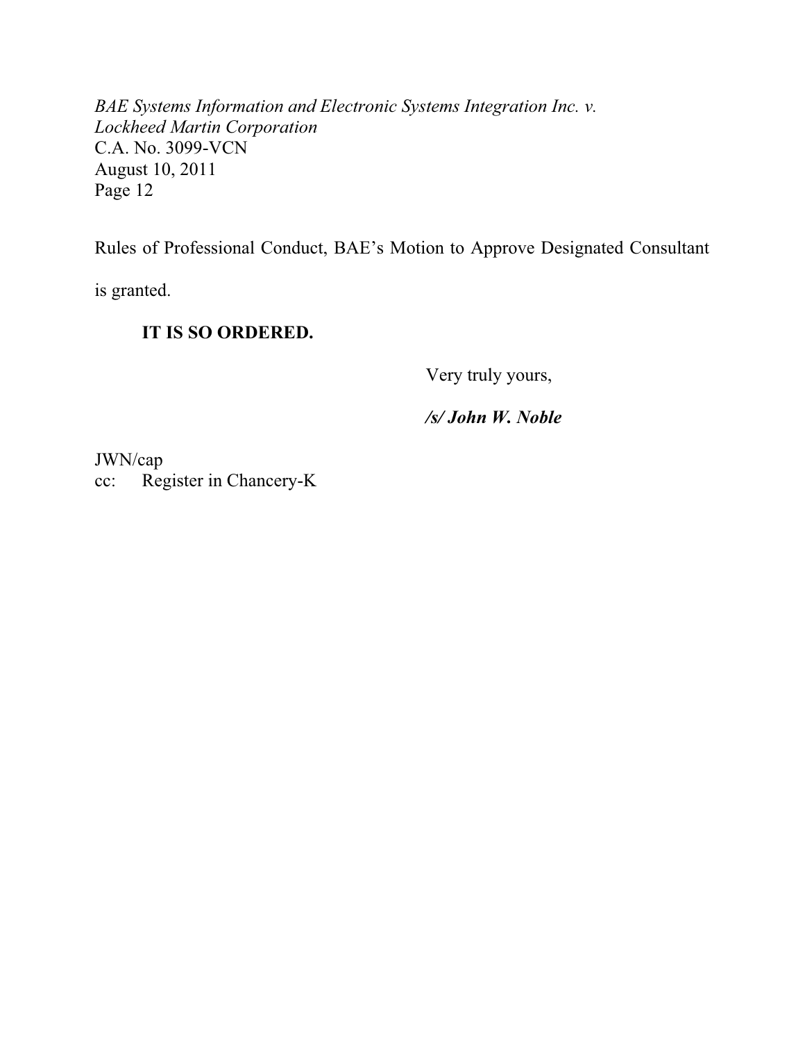Rules of Professional Conduct, BAE's Motion to Approve Designated Consultant is granted.

**IT IS SO ORDERED.**

Very truly yours,

***/s/ John W. Noble***

JWN/cap
cc: Register in Chancery-K